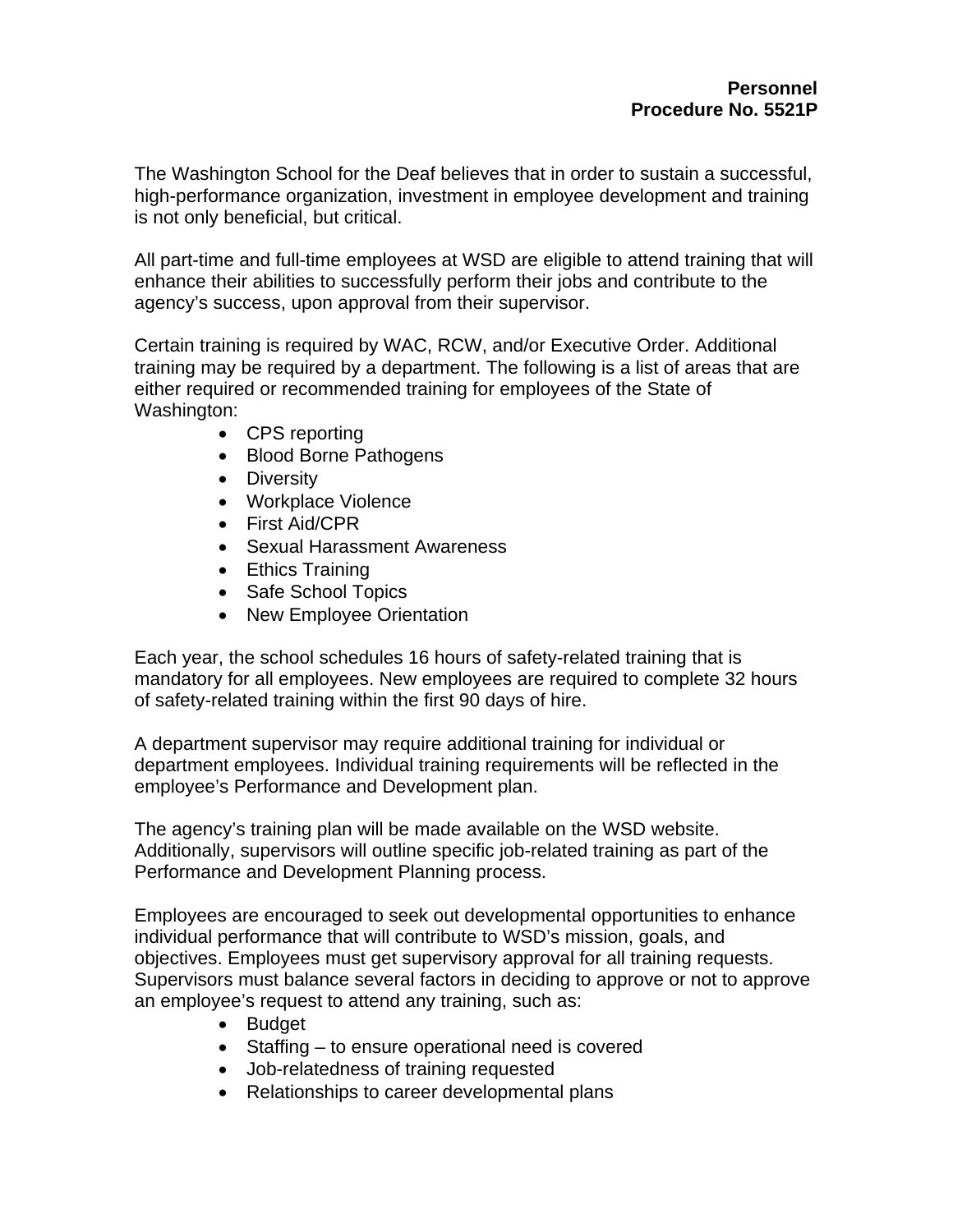**Personnel**
**Procedure No. 5521P**

The Washington School for the Deaf believes that in order to sustain a successful, high-performance organization, investment in employee development and training is not only beneficial, but critical.

All part-time and full-time employees at WSD are eligible to attend training that will enhance their abilities to successfully perform their jobs and contribute to the agency's success, upon approval from their supervisor.

Certain training is required by WAC, RCW, and/or Executive Order. Additional training may be required by a department. The following is a list of areas that are either required or recommended training for employees of the State of Washington:

- CPS reporting
- Blood Borne Pathogens
- Diversity
- Workplace Violence
- First Aid/CPR
- Sexual Harassment Awareness
- Ethics Training
- Safe School Topics
- New Employee Orientation

Each year, the school schedules 16 hours of safety-related training that is mandatory for all employees. New employees are required to complete 32 hours of safety-related training within the first 90 days of hire.

A department supervisor may require additional training for individual or department employees. Individual training requirements will be reflected in the employee's Performance and Development plan.

The agency's training plan will be made available on the WSD website. Additionally, supervisors will outline specific job-related training as part of the Performance and Development Planning process.

Employees are encouraged to seek out developmental opportunities to enhance individual performance that will contribute to WSD's mission, goals, and objectives. Employees must get supervisory approval for all training requests. Supervisors must balance several factors in deciding to approve or not to approve an employee's request to attend any training, such as:

- Budget
- Staffing – to ensure operational need is covered
- Job-relatedness of training requested
- Relationships to career developmental plans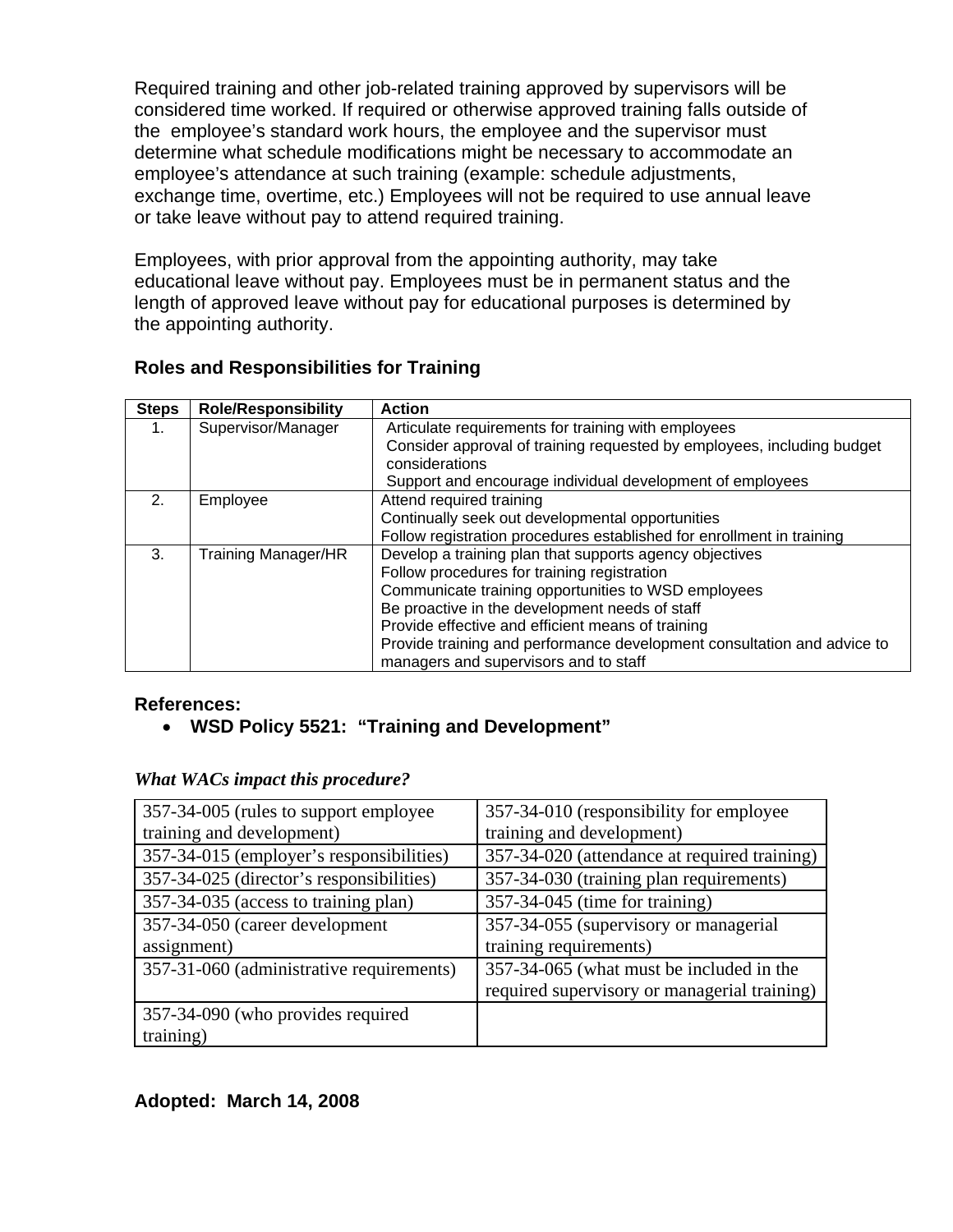Required training and other job-related training approved by supervisors will be considered time worked. If required or otherwise approved training falls outside of the employee's standard work hours, the employee and the supervisor must determine what schedule modifications might be necessary to accommodate an employee's attendance at such training (example: schedule adjustments, exchange time, overtime, etc.) Employees will not be required to use annual leave or take leave without pay to attend required training.

Employees, with prior approval from the appointing authority, may take educational leave without pay. Employees must be in permanent status and the length of approved leave without pay for educational purposes is determined by the appointing authority.

### Roles and Responsibilities for Training

| Steps | Role/Responsibility | Action |
|---|---|---|
| 1. | Supervisor/Manager | Articulate requirements for training with employees<br>Consider approval of training requested by employees, including budget considerations<br>Support and encourage individual development of employees |
| 2. | Employee | Attend required training<br>Continually seek out developmental opportunities<br>Follow registration procedures established for enrollment in training |
| 3. | Training Manager/HR | Develop a training plan that supports agency objectives<br>Follow procedures for training registration<br>Communicate training opportunities to WSD employees<br>Be proactive in the development needs of staff<br>Provide effective and efficient means of training<br>Provide training and performance development consultation and advice to managers and supervisors and to staff |

**References:**

- **WSD Policy 5521: "Training and Development"**

***What WACs impact this procedure?***

| | |
|---|---|
| 357-34-005 (rules to support employee training and development) | 357-34-010 (responsibility for employee training and development) |
| 357-34-015 (employer's responsibilities) | 357-34-020 (attendance at required training) |
| 357-34-025 (director's responsibilities) | 357-34-030 (training plan requirements) |
| 357-34-035 (access to training plan) | 357-34-045 (time for training) |
| 357-34-050 (career development assignment) | 357-34-055 (supervisory or managerial training requirements) |
| 357-31-060 (administrative requirements) | 357-34-065 (what must be included in the required supervisory or managerial training) |
| 357-34-090 (who provides required training) | |

**Adopted: March 14, 2008**